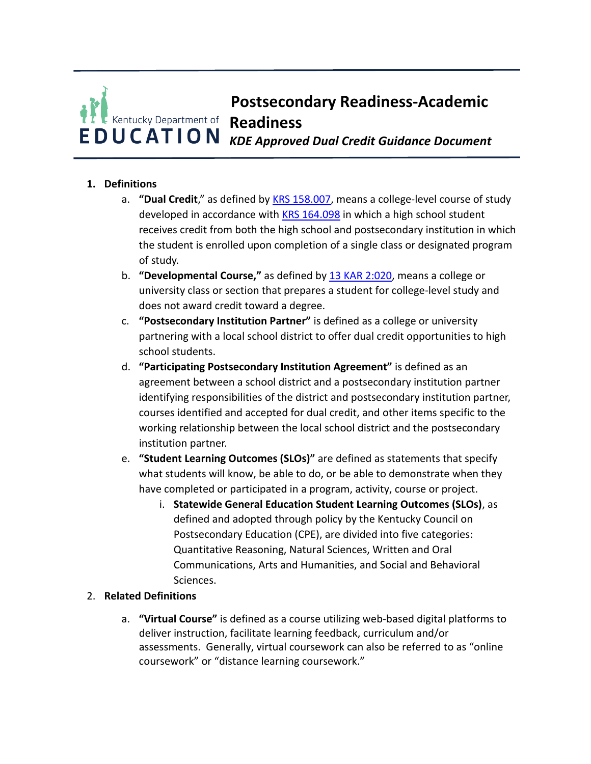# Postsecondary Readiness-Academic Readiness

*KDE Approved Dual Credit Guidance Document*

1. **Definitions**
   a. **"Dual Credit**," as defined by KRS 158.007, means a college-level course of study developed in accordance with KRS 164.098 in which a high school student receives credit from both the high school and postsecondary institution in which the student is enrolled upon completion of a single class or designated program of study.
   b. **"Developmental Course,"** as defined by 13 KAR 2:020, means a college or university class or section that prepares a student for college-level study and does not award credit toward a degree.
   c. **"Postsecondary Institution Partner"** is defined as a college or university partnering with a local school district to offer dual credit opportunities to high school students.
   d. **"Participating Postsecondary Institution Agreement"** is defined as an agreement between a school district and a postsecondary institution partner identifying responsibilities of the district and postsecondary institution partner, courses identified and accepted for dual credit, and other items specific to the working relationship between the local school district and the postsecondary institution partner.
   e. **"Student Learning Outcomes (SLOs)"** are defined as statements that specify what students will know, be able to do, or be able to demonstrate when they have completed or participated in a program, activity, course or project.
      i. **Statewide General Education Student Learning Outcomes (SLOs)**, as defined and adopted through policy by the Kentucky Council on Postsecondary Education (CPE), are divided into five categories: Quantitative Reasoning, Natural Sciences, Written and Oral Communications, Arts and Humanities, and Social and Behavioral Sciences.
2. **Related Definitions**
   a. **"Virtual Course"** is defined as a course utilizing web-based digital platforms to deliver instruction, facilitate learning feedback, curriculum and/or assessments. Generally, virtual coursework can also be referred to as "online coursework" or "distance learning coursework."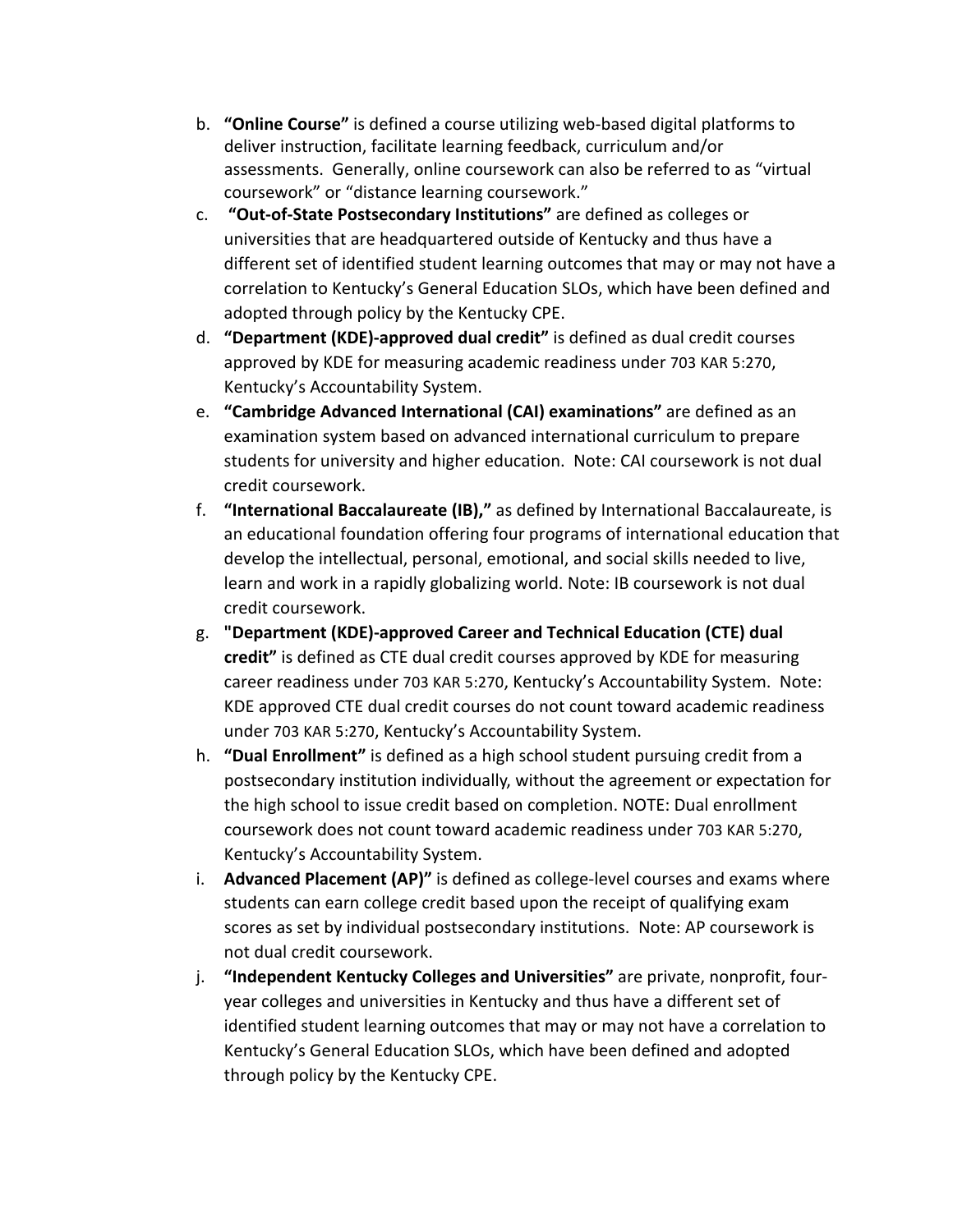b. **"Online Course"** is defined a course utilizing web-based digital platforms to deliver instruction, facilitate learning feedback, curriculum and/or assessments. Generally, online coursework can also be referred to as "virtual coursework" or "distance learning coursework."

c. **"Out-of-State Postsecondary Institutions"** are defined as colleges or universities that are headquartered outside of Kentucky and thus have a different set of identified student learning outcomes that may or may not have a correlation to Kentucky's General Education SLOs, which have been defined and adopted through policy by the Kentucky CPE.

d. **"Department (KDE)-approved dual credit"** is defined as dual credit courses approved by KDE for measuring academic readiness under 703 KAR 5:270, Kentucky's Accountability System.

e. **"Cambridge Advanced International (CAI) examinations"** are defined as an examination system based on advanced international curriculum to prepare students for university and higher education. Note: CAI coursework is not dual credit coursework.

f. **"International Baccalaureate (IB),"** as defined by International Baccalaureate, is an educational foundation offering four programs of international education that develop the intellectual, personal, emotional, and social skills needed to live, learn and work in a rapidly globalizing world. Note: IB coursework is not dual credit coursework.

g. **"Department (KDE)-approved Career and Technical Education (CTE) dual credit"** is defined as CTE dual credit courses approved by KDE for measuring career readiness under 703 KAR 5:270, Kentucky's Accountability System. Note: KDE approved CTE dual credit courses do not count toward academic readiness under 703 KAR 5:270, Kentucky's Accountability System.

h. **"Dual Enrollment"** is defined as a high school student pursuing credit from a postsecondary institution individually, without the agreement or expectation for the high school to issue credit based on completion. NOTE: Dual enrollment coursework does not count toward academic readiness under 703 KAR 5:270, Kentucky's Accountability System.

i. **Advanced Placement (AP)"** is defined as college-level courses and exams where students can earn college credit based upon the receipt of qualifying exam scores as set by individual postsecondary institutions. Note: AP coursework is not dual credit coursework.

j. **"Independent Kentucky Colleges and Universities"** are private, nonprofit, four-year colleges and universities in Kentucky and thus have a different set of identified student learning outcomes that may or may not have a correlation to Kentucky's General Education SLOs, which have been defined and adopted through policy by the Kentucky CPE.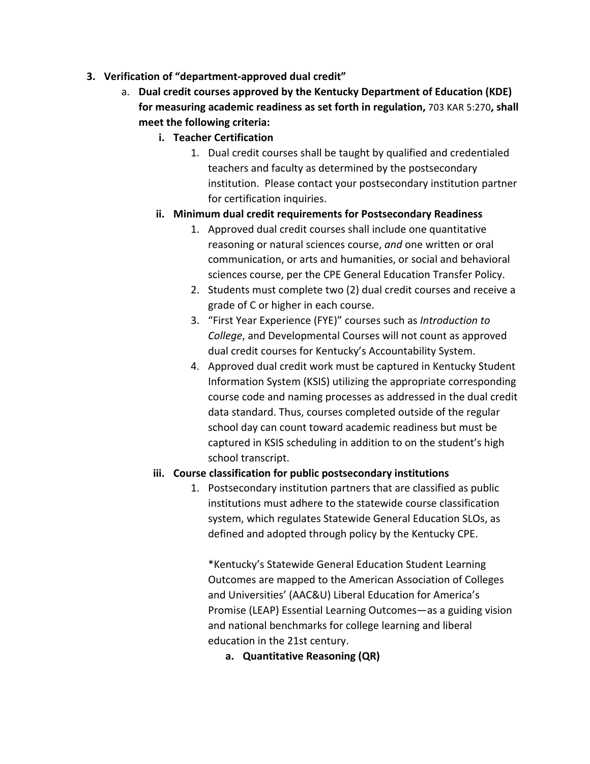3. **Verification of "department-approved dual credit"**
    a. **Dual credit courses approved by the Kentucky Department of Education (KDE) for measuring academic readiness as set forth in regulation,** 703 KAR 5:270**, shall meet the following criteria:**
        i. **Teacher Certification**
            1. Dual credit courses shall be taught by qualified and credentialed teachers and faculty as determined by the postsecondary institution. Please contact your postsecondary institution partner for certification inquiries.

        ii. **Minimum dual credit requirements for Postsecondary Readiness**
            1. Approved dual credit courses shall include one quantitative reasoning or natural sciences course, *and* one written or oral communication, or arts and humanities, or social and behavioral sciences course, per the CPE General Education Transfer Policy.
            2. Students must complete two (2) dual credit courses and receive a grade of C or higher in each course.
            3. "First Year Experience (FYE)" courses such as *Introduction to College*, and Developmental Courses will not count as approved dual credit courses for Kentucky's Accountability System.
            4. Approved dual credit work must be captured in Kentucky Student Information System (KSIS) utilizing the appropriate corresponding course code and naming processes as addressed in the dual credit data standard. Thus, courses completed outside of the regular school day can count toward academic readiness but must be captured in KSIS scheduling in addition to on the student's high school transcript.

        iii. **Course classification for public postsecondary institutions**
            1. Postsecondary institution partners that are classified as public institutions must adhere to the statewide course classification system, which regulates Statewide General Education SLOs, as defined and adopted through policy by the Kentucky CPE.

               *Kentucky's Statewide General Education Student Learning Outcomes are mapped to the American Association of Colleges and Universities' (AAC&U) Liberal Education for America's Promise (LEAP) Essential Learning Outcomes—as a guiding vision and national benchmarks for college learning and liberal education in the 21st century.

                a. **Quantitative Reasoning (QR)**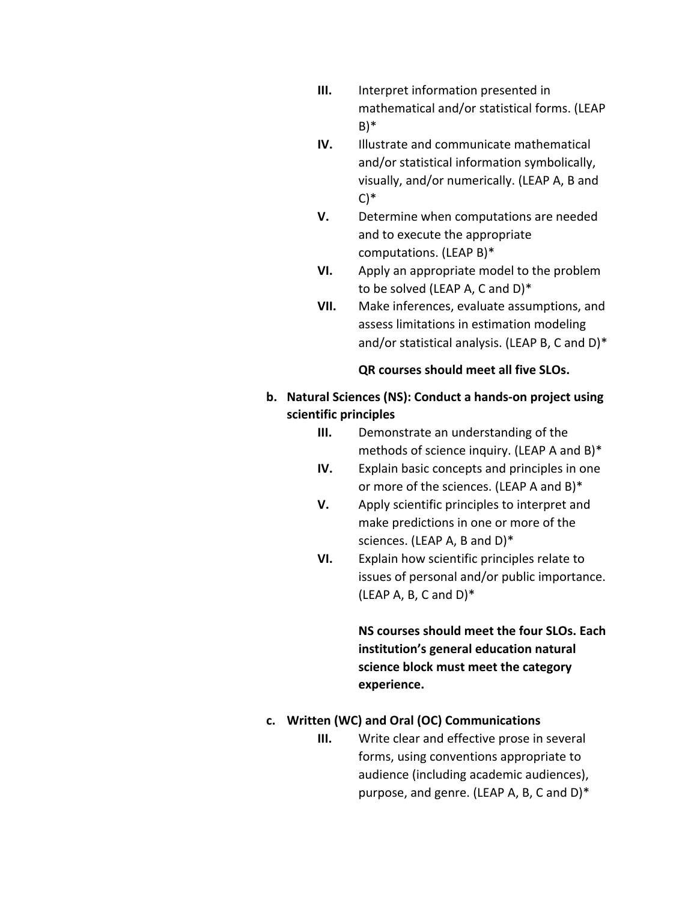III. Interpret information presented in mathematical and/or statistical forms. (LEAP B)*

IV. Illustrate and communicate mathematical and/or statistical information symbolically, visually, and/or numerically. (LEAP A, B and C)*

V. Determine when computations are needed and to execute the appropriate computations. (LEAP B)*

VI. Apply an appropriate model to the problem to be solved (LEAP A, C and D)*

VII. Make inferences, evaluate assumptions, and assess limitations in estimation modeling and/or statistical analysis. (LEAP B, C and D)*

**QR courses should meet all five SLOs.**

b. **Natural Sciences (NS): Conduct a hands-on project using scientific principles**

III. Demonstrate an understanding of the methods of science inquiry. (LEAP A and B)*

IV. Explain basic concepts and principles in one or more of the sciences. (LEAP A and B)*

V. Apply scientific principles to interpret and make predictions in one or more of the sciences. (LEAP A, B and D)*

VI. Explain how scientific principles relate to issues of personal and/or public importance. (LEAP A, B, C and D)*

**NS courses should meet the four SLOs. Each institution's general education natural science block must meet the category experience.**

c. **Written (WC) and Oral (OC) Communications**

III. Write clear and effective prose in several forms, using conventions appropriate to audience (including academic audiences), purpose, and genre. (LEAP A, B, C and D)*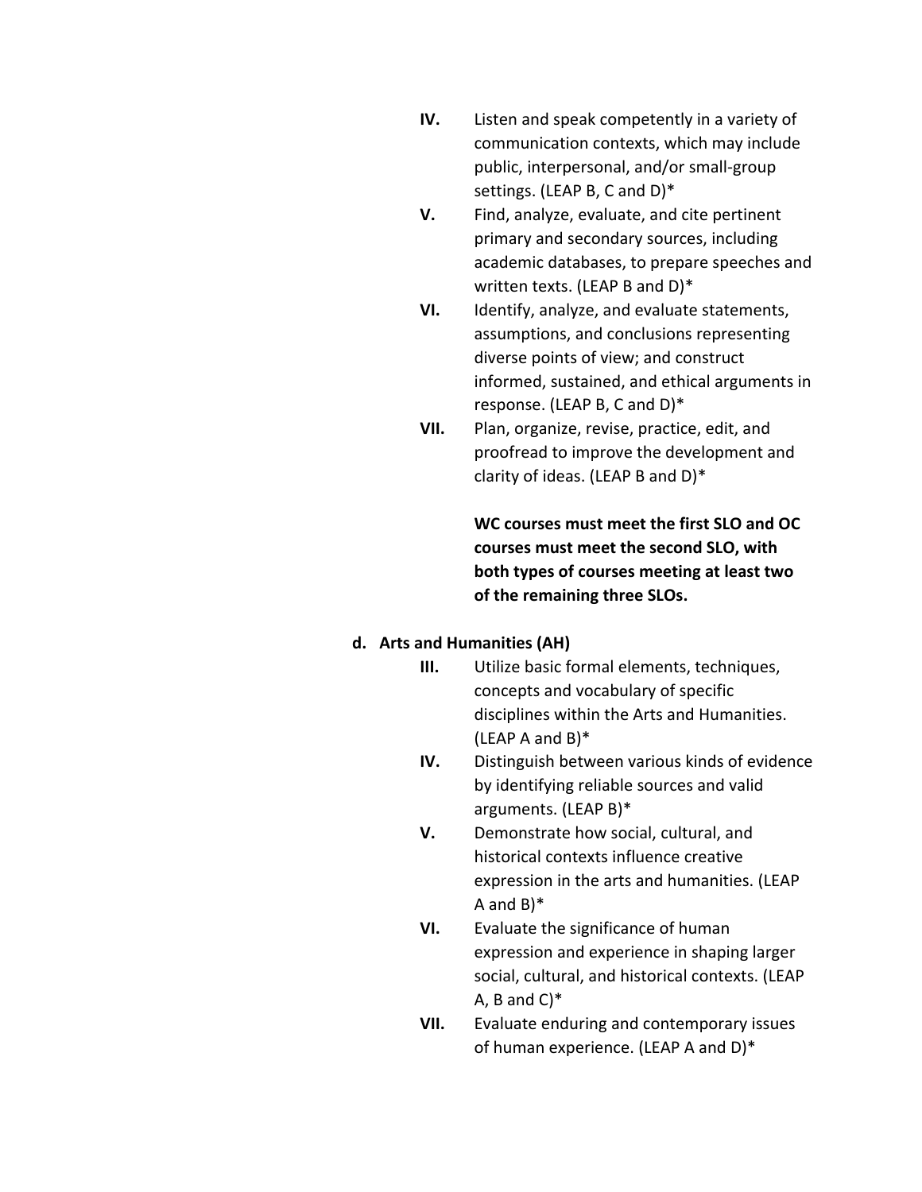IV. Listen and speak competently in a variety of communication contexts, which may include public, interpersonal, and/or small-group settings. (LEAP B, C and D)*

V. Find, analyze, evaluate, and cite pertinent primary and secondary sources, including academic databases, to prepare speeches and written texts. (LEAP B and D)*

VI. Identify, analyze, and evaluate statements, assumptions, and conclusions representing diverse points of view; and construct informed, sustained, and ethical arguments in response. (LEAP B, C and D)*

VII. Plan, organize, revise, practice, edit, and proofread to improve the development and clarity of ideas. (LEAP B and D)*

**WC courses must meet the first SLO and OC courses must meet the second SLO, with both types of courses meeting at least two of the remaining three SLOs.**

**d. Arts and Humanities (AH)**

III. Utilize basic formal elements, techniques, concepts and vocabulary of specific disciplines within the Arts and Humanities. (LEAP A and B)*

IV. Distinguish between various kinds of evidence by identifying reliable sources and valid arguments. (LEAP B)*

V. Demonstrate how social, cultural, and historical contexts influence creative expression in the arts and humanities. (LEAP A and B)*

VI. Evaluate the significance of human expression and experience in shaping larger social, cultural, and historical contexts. (LEAP A, B and C)*

VII. Evaluate enduring and contemporary issues of human experience. (LEAP A and D)*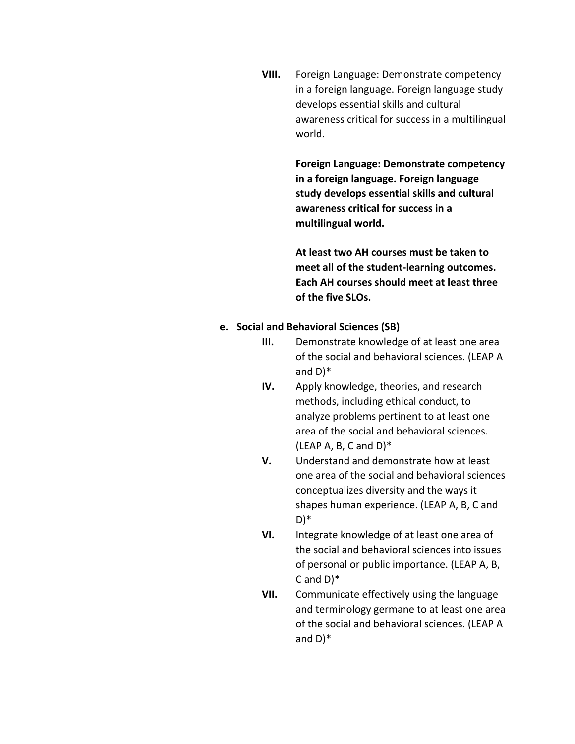**VIII.** Foreign Language: Demonstrate competency in a foreign language. Foreign language study develops essential skills and cultural awareness critical for success in a multilingual world.

**Foreign Language: Demonstrate competency in a foreign language. Foreign language study develops essential skills and cultural awareness critical for success in a multilingual world.**

**At least two AH courses must be taken to meet all of the student-learning outcomes. Each AH courses should meet at least three of the five SLOs.**

**e. Social and Behavioral Sciences (SB)**

**III.** Demonstrate knowledge of at least one area of the social and behavioral sciences. (LEAP A and D)*

**IV.** Apply knowledge, theories, and research methods, including ethical conduct, to analyze problems pertinent to at least one area of the social and behavioral sciences. (LEAP A, B, C and D)*

**V.** Understand and demonstrate how at least one area of the social and behavioral sciences conceptualizes diversity and the ways it shapes human experience. (LEAP A, B, C and D)*

**VI.** Integrate knowledge of at least one area of the social and behavioral sciences into issues of personal or public importance. (LEAP A, B, C and D)*

**VII.** Communicate effectively using the language and terminology germane to at least one area of the social and behavioral sciences. (LEAP A and D)*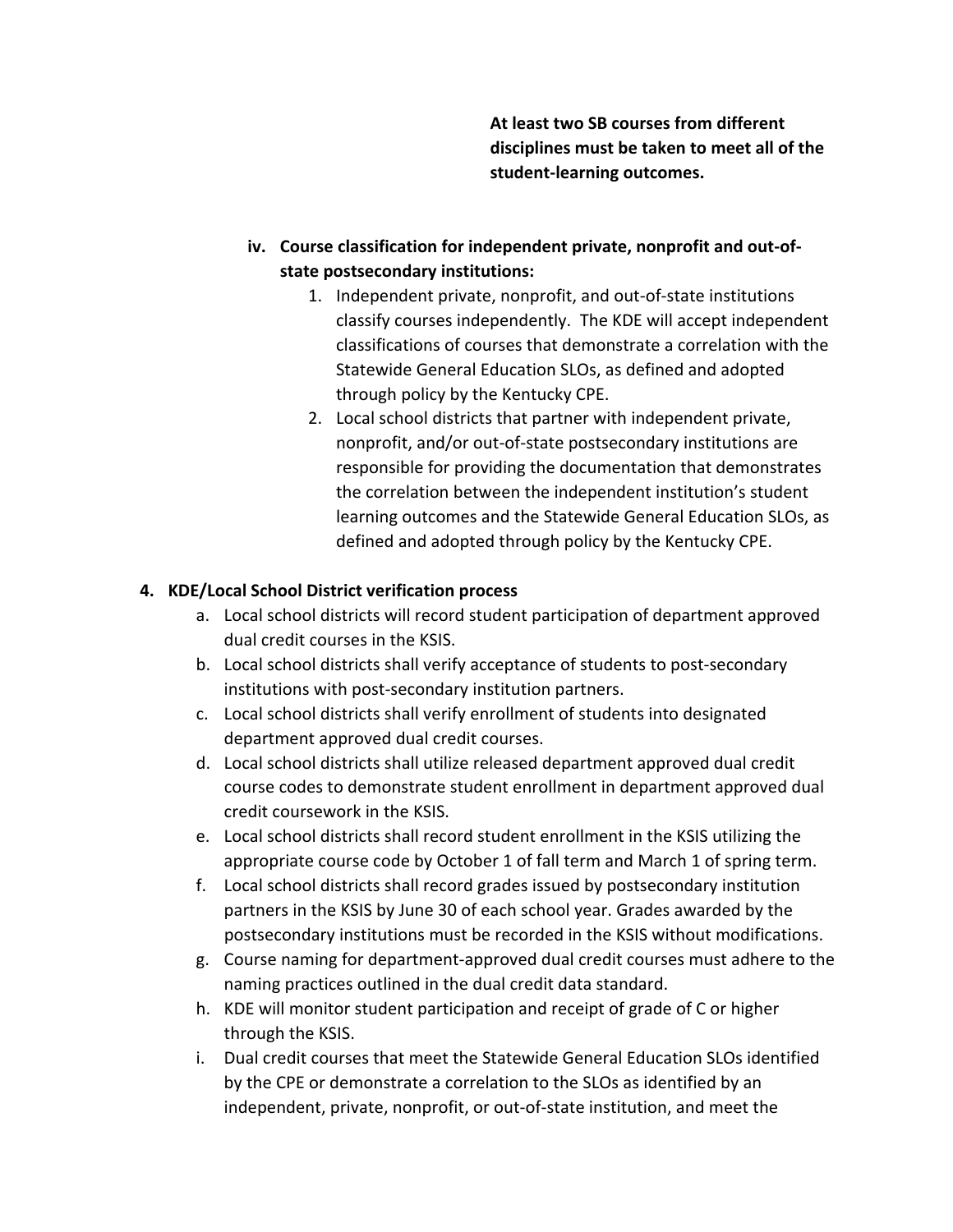**At least two SB courses from different disciplines must be taken to meet all of the student-learning outcomes.**

iv. **Course classification for independent private, nonprofit and out-of-state postsecondary institutions:**

1. Independent private, nonprofit, and out-of-state institutions classify courses independently. The KDE will accept independent classifications of courses that demonstrate a correlation with the Statewide General Education SLOs, as defined and adopted through policy by the Kentucky CPE.
2. Local school districts that partner with independent private, nonprofit, and/or out-of-state postsecondary institutions are responsible for providing the documentation that demonstrates the correlation between the independent institution's student learning outcomes and the Statewide General Education SLOs, as defined and adopted through policy by the Kentucky CPE.

**4. KDE/Local School District verification process**

a. Local school districts will record student participation of department approved dual credit courses in the KSIS.

b. Local school districts shall verify acceptance of students to post-secondary institutions with post-secondary institution partners.

c. Local school districts shall verify enrollment of students into designated department approved dual credit courses.

d. Local school districts shall utilize released department approved dual credit course codes to demonstrate student enrollment in department approved dual credit coursework in the KSIS.

e. Local school districts shall record student enrollment in the KSIS utilizing the appropriate course code by October 1 of fall term and March 1 of spring term.

f. Local school districts shall record grades issued by postsecondary institution partners in the KSIS by June 30 of each school year. Grades awarded by the postsecondary institutions must be recorded in the KSIS without modifications.

g. Course naming for department-approved dual credit courses must adhere to the naming practices outlined in the dual credit data standard.

h. KDE will monitor student participation and receipt of grade of C or higher through the KSIS.

i. Dual credit courses that meet the Statewide General Education SLOs identified by the CPE or demonstrate a correlation to the SLOs as identified by an independent, private, nonprofit, or out-of-state institution, and meet the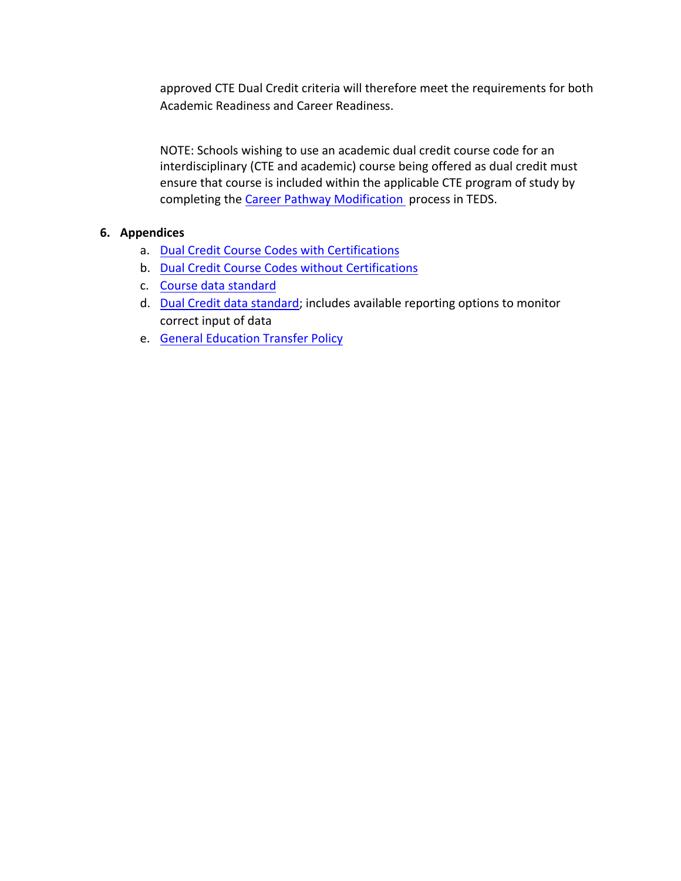approved CTE Dual Credit criteria will therefore meet the requirements for both Academic Readiness and Career Readiness.

NOTE: Schools wishing to use an academic dual credit course code for an interdisciplinary (CTE and academic) course being offered as dual credit must ensure that course is included within the applicable CTE program of study by completing the Career Pathway Modification process in TEDS.

**6. Appendices**

a. Dual Credit Course Codes with Certifications
b. Dual Credit Course Codes without Certifications
c. Course data standard
d. Dual Credit data standard; includes available reporting options to monitor correct input of data
e. General Education Transfer Policy